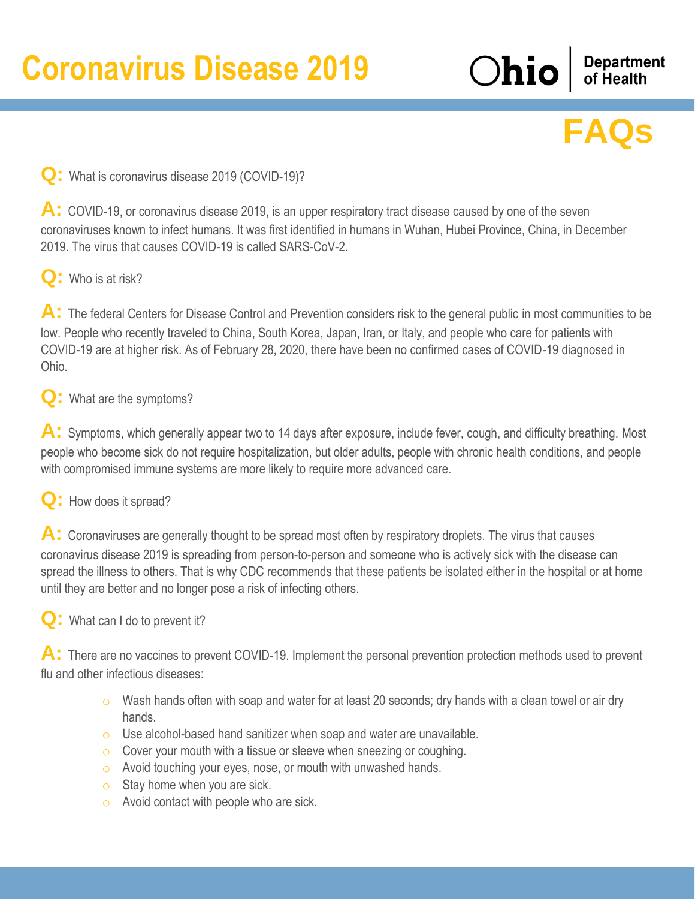# Coronavirus Disease 2019

Ohio Department of Health

## FAQs

**Q:** What is coronavirus disease 2019 (COVID-19)?

**A:** COVID-19, or coronavirus disease 2019, is an upper respiratory tract disease caused by one of the seven coronaviruses known to infect humans. It was first identified in humans in Wuhan, Hubei Province, China, in December 2019. The virus that causes COVID-19 is called SARS-CoV-2.

**Q:** Who is at risk?

**A:** The federal Centers for Disease Control and Prevention considers risk to the general public in most communities to be low. People who recently traveled to China, South Korea, Japan, Iran, or Italy, and people who care for patients with COVID-19 are at higher risk. As of February 28, 2020, there have been no confirmed cases of COVID-19 diagnosed in Ohio.

**Q:** What are the symptoms?

**A:** Symptoms, which generally appear two to 14 days after exposure, include fever, cough, and difficulty breathing. Most people who become sick do not require hospitalization, but older adults, people with chronic health conditions, and people with compromised immune systems are more likely to require more advanced care.

**Q:** How does it spread?

**A:** Coronaviruses are generally thought to be spread most often by respiratory droplets. The virus that causes coronavirus disease 2019 is spreading from person-to-person and someone who is actively sick with the disease can spread the illness to others. That is why CDC recommends that these patients be isolated either in the hospital or at home until they are better and no longer pose a risk of infecting others.

**Q:** What can I do to prevent it?

**A:** There are no vaccines to prevent COVID-19. Implement the personal prevention protection methods used to prevent flu and other infectious diseases:

- Wash hands often with soap and water for at least 20 seconds; dry hands with a clean towel or air dry hands.
- Use alcohol-based hand sanitizer when soap and water are unavailable.
- Cover your mouth with a tissue or sleeve when sneezing or coughing.
- Avoid touching your eyes, nose, or mouth with unwashed hands.
- Stay home when you are sick.
- Avoid contact with people who are sick.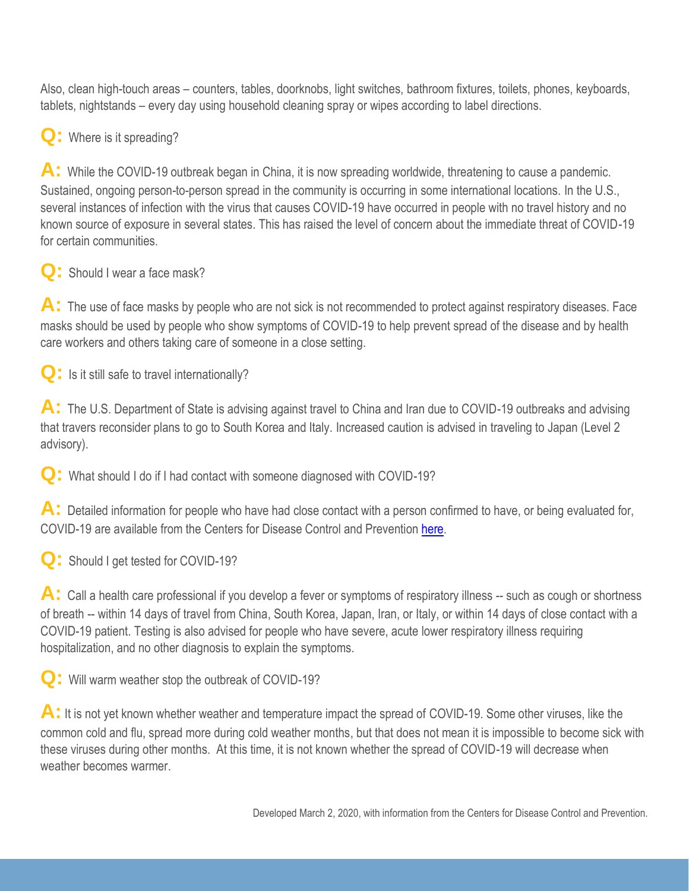Also, clean high-touch areas – counters, tables, doorknobs, light switches, bathroom fixtures, toilets, phones, keyboards, tablets, nightstands – every day using household cleaning spray or wipes according to label directions.

**Q:** Where is it spreading?

**A:** While the COVID-19 outbreak began in China, it is now spreading worldwide, threatening to cause a pandemic. Sustained, ongoing person-to-person spread in the community is occurring in some international locations. In the U.S., several instances of infection with the virus that causes COVID-19 have occurred in people with no travel history and no known source of exposure in several states. This has raised the level of concern about the immediate threat of COVID-19 for certain communities.

**Q:** Should I wear a face mask?

**A:** The use of face masks by people who are not sick is not recommended to protect against respiratory diseases. Face masks should be used by people who show symptoms of COVID-19 to help prevent spread of the disease and by health care workers and others taking care of someone in a close setting.

**Q:** Is it still safe to travel internationally?

**A:** The U.S. Department of State is advising against travel to China and Iran due to COVID-19 outbreaks and advising that travers reconsider plans to go to South Korea and Italy. Increased caution is advised in traveling to Japan (Level 2 advisory).

**Q:** What should I do if I had contact with someone diagnosed with COVID-19?

**A:** Detailed information for people who have had close contact with a person confirmed to have, or being evaluated for, COVID-19 are available from the Centers for Disease Control and Prevention here.

**Q:** Should I get tested for COVID-19?

**A:** Call a health care professional if you develop a fever or symptoms of respiratory illness -- such as cough or shortness of breath -- within 14 days of travel from China, South Korea, Japan, Iran, or Italy, or within 14 days of close contact with a COVID-19 patient. Testing is also advised for people who have severe, acute lower respiratory illness requiring hospitalization, and no other diagnosis to explain the symptoms.

**Q:** Will warm weather stop the outbreak of COVID-19?

**A:** It is not yet known whether weather and temperature impact the spread of COVID-19. Some other viruses, like the common cold and flu, spread more during cold weather months, but that does not mean it is impossible to become sick with these viruses during other months. At this time, it is not known whether the spread of COVID-19 will decrease when weather becomes warmer.

Developed March 2, 2020, with information from the Centers for Disease Control and Prevention.